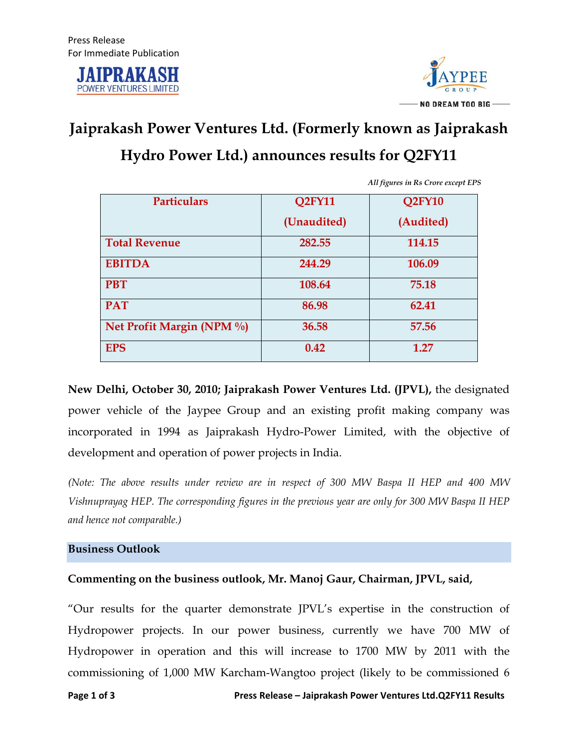Press Release
For Immediate Publication

# Jaiprakash Power Ventures Ltd. (Formerly known as Jaiprakash Hydro Power Ltd.) announces results for Q2FY11

*All figures in Rs Crore except EPS*

| Particulars | Q2FY11 (Unaudited) | Q2FY10 (Audited) |
|---|---|---|
| Total Revenue | 282.55 | 114.15 |
| EBITDA | 244.29 | 106.09 |
| PBT | 108.64 | 75.18 |
| PAT | 86.98 | 62.41 |
| Net Profit Margin (NPM %) | 36.58 | 57.56 |
| EPS | 0.42 | 1.27 |

**New Delhi, October 30, 2010; Jaiprakash Power Ventures Ltd. (JPVL),** the designated power vehicle of the Jaypee Group and an existing profit making company was incorporated in 1994 as Jaiprakash Hydro-Power Limited, with the objective of development and operation of power projects in India.

*(Note: The above results under review are in respect of 300 MW Baspa II HEP and 400 MW Vishnuprayag HEP. The corresponding figures in the previous year are only for 300 MW Baspa II HEP and hence not comparable.)*

## Business Outlook

**Commenting on the business outlook, Mr. Manoj Gaur, Chairman, JPVL, said,**

"Our results for the quarter demonstrate JPVL's expertise in the construction of Hydropower projects. In our power business, currently we have 700 MW of Hydropower in operation and this will increase to 1700 MW by 2011 with the commissioning of 1,000 MW Karcham-Wangtoo project (likely to be commissioned 6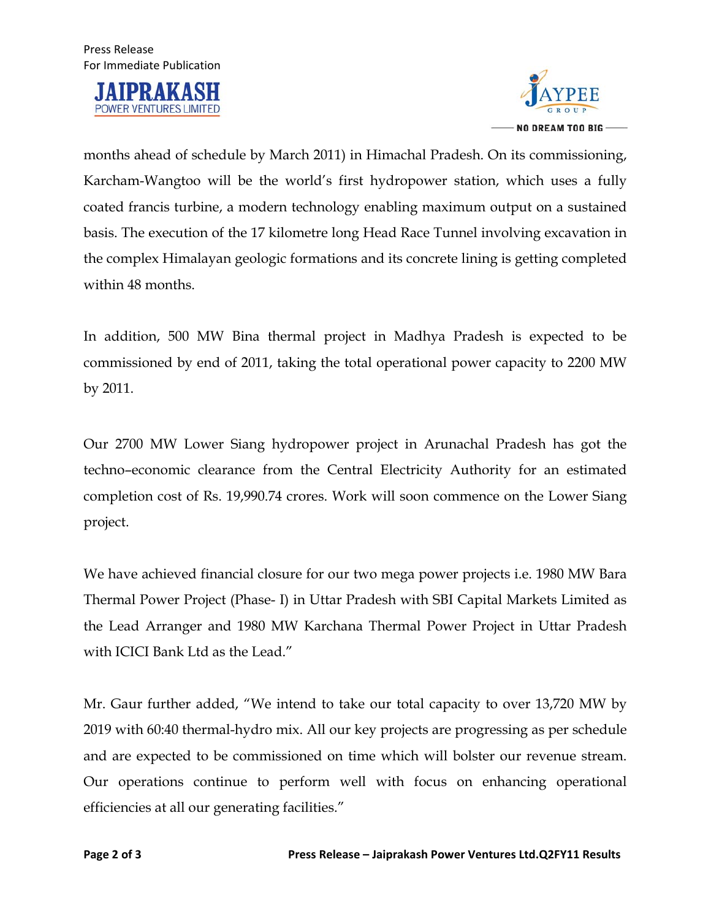months ahead of schedule by March 2011) in Himachal Pradesh. On its commissioning, Karcham-Wangtoo will be the world's first hydropower station, which uses a fully coated francis turbine, a modern technology enabling maximum output on a sustained basis. The execution of the 17 kilometre long Head Race Tunnel involving excavation in the complex Himalayan geologic formations and its concrete lining is getting completed within 48 months.

In addition, 500 MW Bina thermal project in Madhya Pradesh is expected to be commissioned by end of 2011, taking the total operational power capacity to 2200 MW by 2011.

Our 2700 MW Lower Siang hydropower project in Arunachal Pradesh has got the techno–economic clearance from the Central Electricity Authority for an estimated completion cost of Rs. 19,990.74 crores. Work will soon commence on the Lower Siang project.

We have achieved financial closure for our two mega power projects i.e. 1980 MW Bara Thermal Power Project (Phase- I) in Uttar Pradesh with SBI Capital Markets Limited as the Lead Arranger and 1980 MW Karchana Thermal Power Project in Uttar Pradesh with ICICI Bank Ltd as the Lead."

Mr. Gaur further added, "We intend to take our total capacity to over 13,720 MW by 2019 with 60:40 thermal-hydro mix. All our key projects are progressing as per schedule and are expected to be commissioned on time which will bolster our revenue stream. Our operations continue to perform well with focus on enhancing operational efficiencies at all our generating facilities."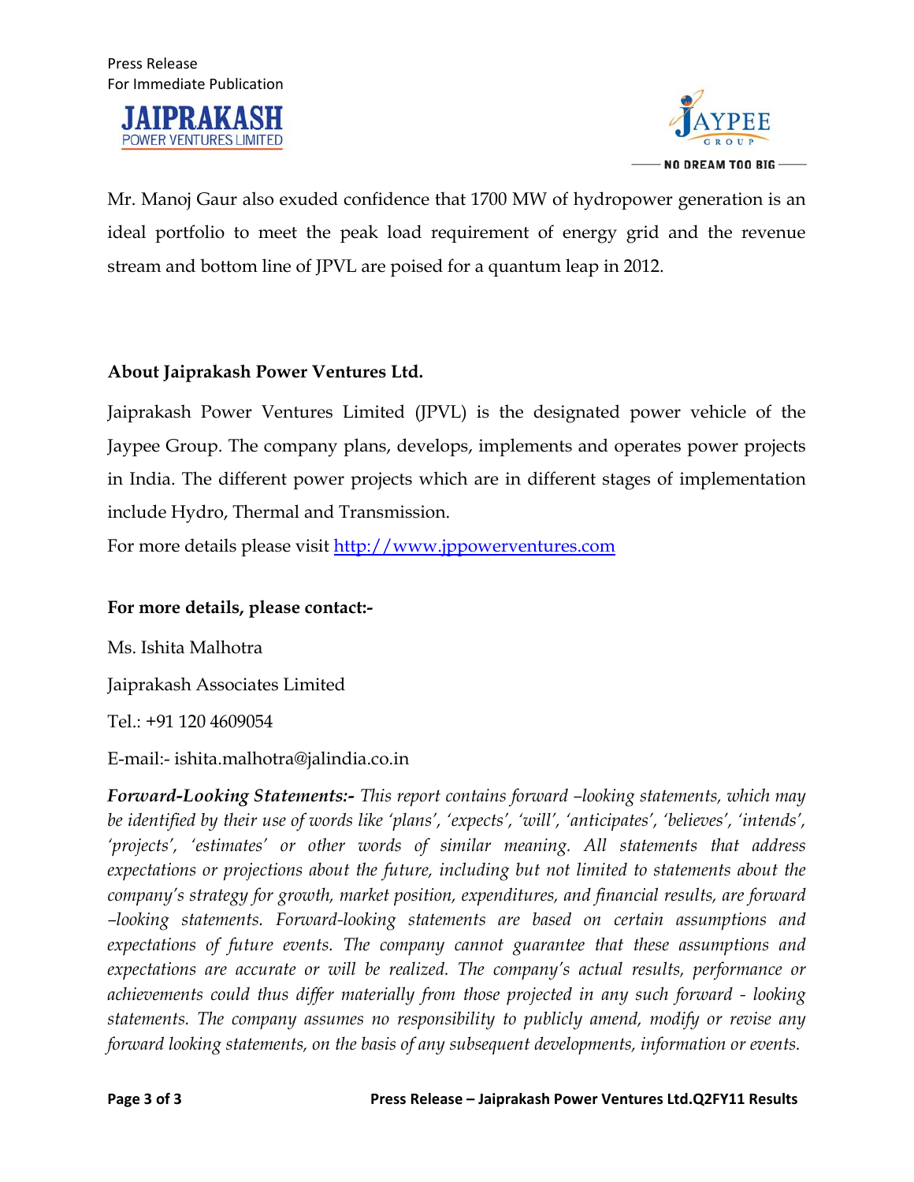Mr. Manoj Gaur also exuded confidence that 1700 MW of hydropower generation is an ideal portfolio to meet the peak load requirement of energy grid and the revenue stream and bottom line of JPVL are poised for a quantum leap in 2012.

**About Jaiprakash Power Ventures Ltd.**

Jaiprakash Power Ventures Limited (JPVL) is the designated power vehicle of the Jaypee Group. The company plans, develops, implements and operates power projects in India. The different power projects which are in different stages of implementation include Hydro, Thermal and Transmission.

For more details please visit http://www.jppowerventures.com

**For more details, please contact:-**

Ms. Ishita Malhotra

Jaiprakash Associates Limited

Tel.: +91 120 4609054

E-mail:- ishita.malhotra@jalindia.co.in

***Forward-Looking Statements:-*** *This report contains forward –looking statements, which may be identified by their use of words like 'plans', 'expects', 'will', 'anticipates', 'believes', 'intends', 'projects', 'estimates' or other words of similar meaning. All statements that address expectations or projections about the future, including but not limited to statements about the company's strategy for growth, market position, expenditures, and financial results, are forward –looking statements. Forward-looking statements are based on certain assumptions and expectations of future events. The company cannot guarantee that these assumptions and expectations are accurate or will be realized. The company's actual results, performance or achievements could thus differ materially from those projected in any such forward - looking statements. The company assumes no responsibility to publicly amend, modify or revise any forward looking statements, on the basis of any subsequent developments, information or events.*